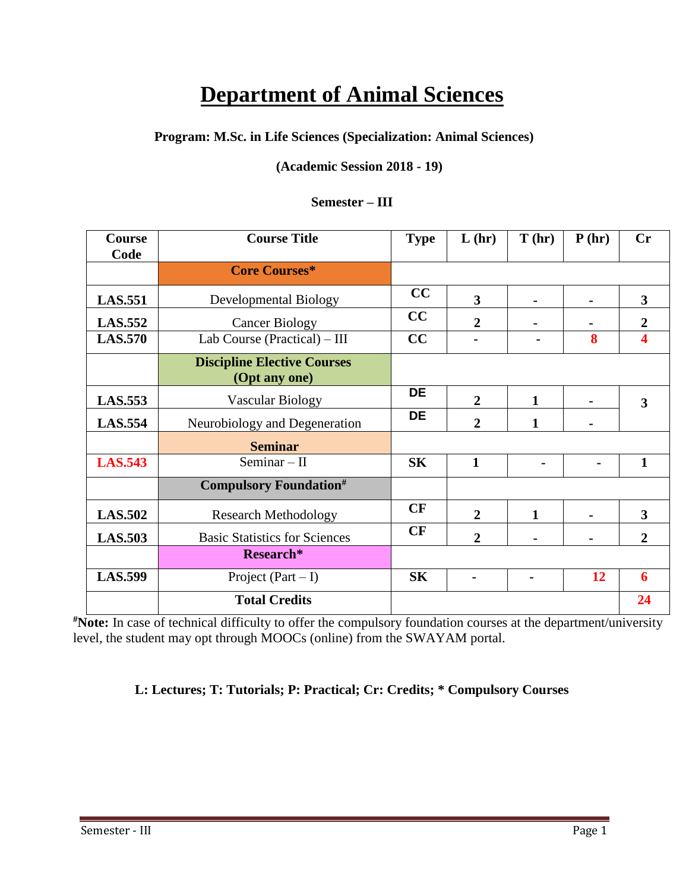# Department of Animal Sciences

**Program: M.Sc. in Life Sciences (Specialization: Animal Sciences)**

**(Academic Session 2018 - 19)**

**Semester – III**

| Course Code | Course Title | Type | L (hr) | T (hr) | P (hr) | Cr |
|---|---|---|---|---|---|---|
| | **Core Courses*** | | | | | |
| **LAS.551** | Developmental Biology | **CC** | **3** | **-** | **-** | **3** |
| **LAS.552** | Cancer Biology | **CC** | **2** | **-** | **-** | **2** |
| **LAS.570** | Lab Course (Practical) – III | **CC** | **-** | **-** | **8** | **4** |
| | **Discipline Elective Courses (Opt any one)** | | | | | |
| **LAS.553** | Vascular Biology | **DE** | **2** | **1** | **-** | **3** |
| **LAS.554** | Neurobiology and Degeneration | **DE** | **2** | **1** | **-** | |
| | **Seminar** | | | | | |
| **LAS.543** | Seminar – II | **SK** | **1** | **-** | **-** | **1** |
| | **Compulsory Foundation#** | | | | | |
| **LAS.502** | Research Methodology | **CF** | **2** | **1** | **-** | **3** |
| **LAS.503** | Basic Statistics for Sciences | **CF** | **2** | **-** | **-** | **2** |
| | **Research*** | | | | | |
| **LAS.599** | Project (Part – I) | **SK** | **-** | **-** | **12** | **6** |
| | **Total Credits** | | | | | **24** |

**#Note:** In case of technical difficulty to offer the compulsory foundation courses at the department/university level, the student may opt through MOOCs (online) from the SWAYAM portal.

**L: Lectures; T: Tutorials; P: Practical; Cr: Credits; * Compulsory Courses**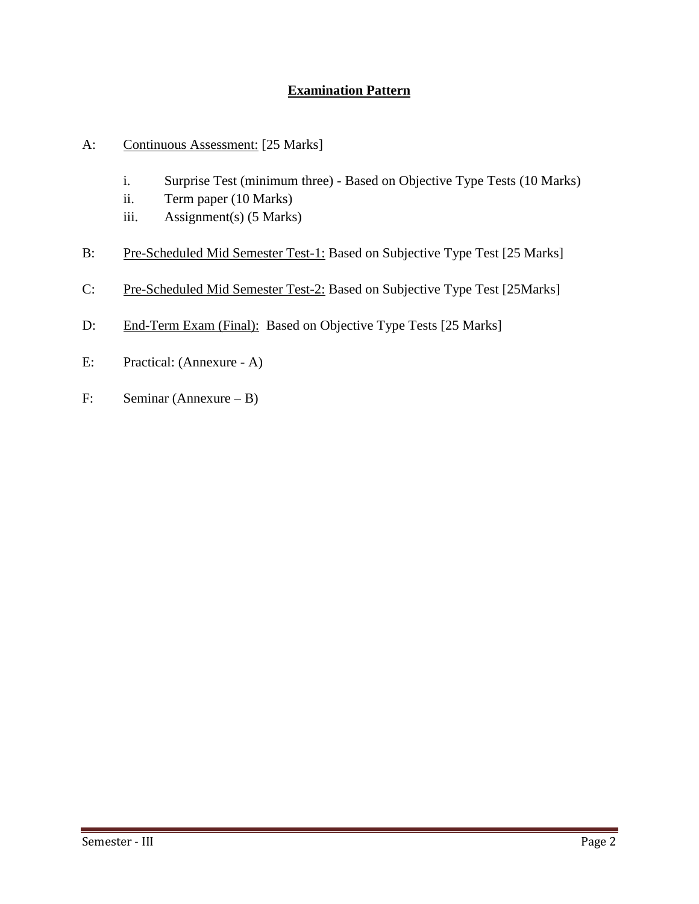## Examination Pattern

A: Continuous Assessment: [25 Marks]

- i. Surprise Test (minimum three) - Based on Objective Type Tests (10 Marks)
- ii. Term paper (10 Marks)
- iii. Assignment(s) (5 Marks)

B: Pre-Scheduled Mid Semester Test-1: Based on Subjective Type Test [25 Marks]

C: Pre-Scheduled Mid Semester Test-2: Based on Subjective Type Test [25Marks]

D: End-Term Exam (Final): Based on Objective Type Tests [25 Marks]

E: Practical: (Annexure - A)

F: Seminar (Annexure – B)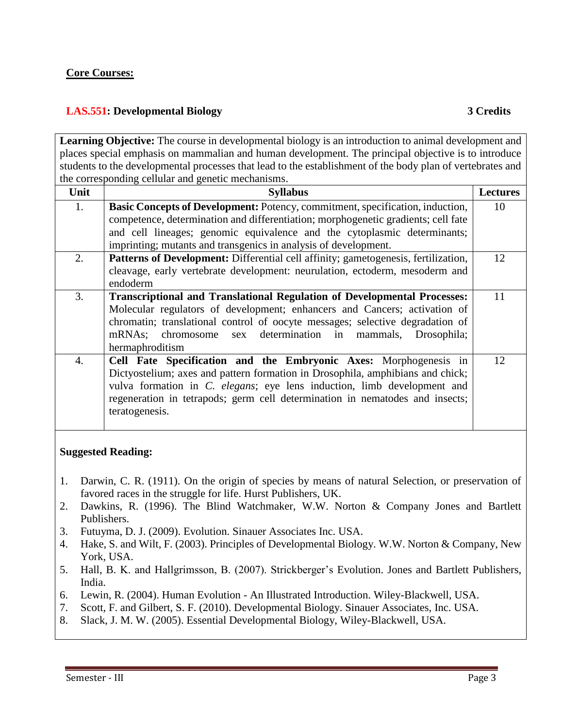**Core Courses:**

**LAS.551: Developmental Biology** **3 Credits**

**Learning Objective:** The course in developmental biology is an introduction to animal development and places special emphasis on mammalian and human development. The principal objective is to introduce students to the developmental processes that lead to the establishment of the body plan of vertebrates and the corresponding cellular and genetic mechanisms.

| Unit | Syllabus | Lectures |
|---|---|---|
| 1. | **Basic Concepts of Development:** Potency, commitment, specification, induction, competence, determination and differentiation; morphogenetic gradients; cell fate and cell lineages; genomic equivalence and the cytoplasmic determinants; imprinting; mutants and transgenics in analysis of development. | 10 |
| 2. | **Patterns of Development:** Differential cell affinity; gametogenesis, fertilization, cleavage, early vertebrate development: neurulation, ectoderm, mesoderm and endoderm | 12 |
| 3. | **Transcriptional and Translational Regulation of Developmental Processes:** Molecular regulators of development; enhancers and Cancers; activation of chromatin; translational control of oocyte messages; selective degradation of mRNAs; chromosome sex determination in mammals, Drosophila; hermaphroditism | 11 |
| 4. | **Cell Fate Specification and the Embryonic Axes:** Morphogenesis in Dictyostelium; axes and pattern formation in Drosophila, amphibians and chick; vulva formation in *C. elegans*; eye lens induction, limb development and regeneration in tetrapods; germ cell determination in nematodes and insects; teratogenesis. | 12 |

**Suggested Reading:**

1. Darwin, C. R. (1911). On the origin of species by means of natural Selection, or preservation of favored races in the struggle for life. Hurst Publishers, UK.
2. Dawkins, R. (1996). The Blind Watchmaker, W.W. Norton & Company Jones and Bartlett Publishers.
3. Futuyma, D. J. (2009). Evolution. Sinauer Associates Inc. USA.
4. Hake, S. and Wilt, F. (2003). Principles of Developmental Biology. W.W. Norton & Company, New York, USA.
5. Hall, B. K. and Hallgrimsson, B. (2007). Strickberger's Evolution. Jones and Bartlett Publishers, India.
6. Lewin, R. (2004). Human Evolution - An Illustrated Introduction. Wiley-Blackwell, USA.
7. Scott, F. and Gilbert, S. F. (2010). Developmental Biology. Sinauer Associates, Inc. USA.
8. Slack, J. M. W. (2005). Essential Developmental Biology, Wiley-Blackwell, USA.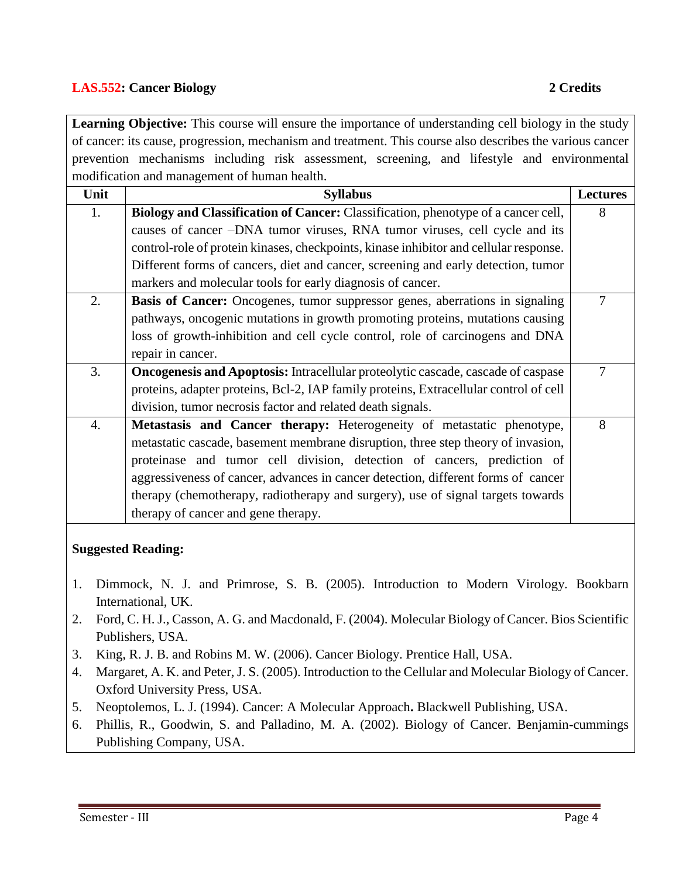## LAS.552: Cancer Biology 2 Credits

**Learning Objective:** This course will ensure the importance of understanding cell biology in the study of cancer: its cause, progression, mechanism and treatment. This course also describes the various cancer prevention mechanisms including risk assessment, screening, and lifestyle and environmental modification and management of human health.

| Unit | Syllabus | Lectures |
|---|---|---|
| 1. | **Biology and Classification of Cancer:** Classification, phenotype of a cancer cell, causes of cancer –DNA tumor viruses, RNA tumor viruses, cell cycle and its control-role of protein kinases, checkpoints, kinase inhibitor and cellular response. Different forms of cancers, diet and cancer, screening and early detection, tumor markers and molecular tools for early diagnosis of cancer. | 8 |
| 2. | **Basis of Cancer:** Oncogenes, tumor suppressor genes, aberrations in signaling pathways, oncogenic mutations in growth promoting proteins, mutations causing loss of growth-inhibition and cell cycle control, role of carcinogens and DNA repair in cancer. | 7 |
| 3. | **Oncogenesis and Apoptosis:** Intracellular proteolytic cascade, cascade of caspase proteins, adapter proteins, Bcl-2, IAP family proteins, Extracellular control of cell division, tumor necrosis factor and related death signals. | 7 |
| 4. | **Metastasis and Cancer therapy:** Heterogeneity of metastatic phenotype, metastatic cascade, basement membrane disruption, three step theory of invasion, proteinase and tumor cell division, detection of cancers, prediction of aggressiveness of cancer, advances in cancer detection, different forms of cancer therapy (chemotherapy, radiotherapy and surgery), use of signal targets towards therapy of cancer and gene therapy. | 8 |

**Suggested Reading:**

1. Dimmock, N. J. and Primrose, S. B. (2005). Introduction to Modern Virology. Bookbarn International, UK.
2. Ford, C. H. J., Casson, A. G. and Macdonald, F. (2004). Molecular Biology of Cancer. Bios Scientific Publishers, USA.
3. King, R. J. B. and Robins M. W. (2006). Cancer Biology. Prentice Hall, USA.
4. Margaret, A. K. and Peter, J. S. (2005). Introduction to the Cellular and Molecular Biology of Cancer. Oxford University Press, USA.
5. Neoptolemos, L. J. (1994). Cancer: A Molecular Approach**.** Blackwell Publishing, USA.
6. Phillis, R., Goodwin, S. and Palladino, M. A. (2002). Biology of Cancer. Benjamin-cummings Publishing Company, USA.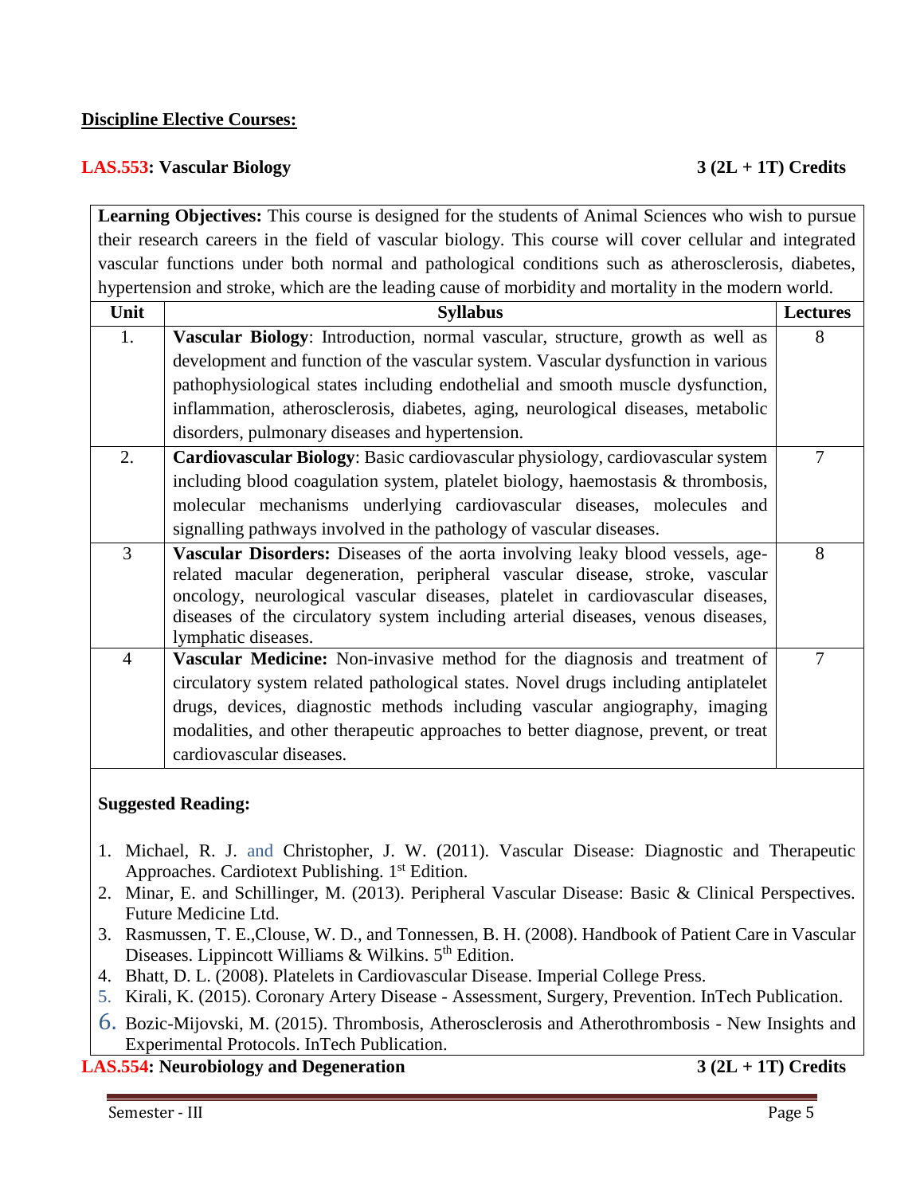**Discipline Elective Courses:**

**LAS.553: Vascular Biology** **3 (2L + 1T) Credits**

**Learning Objectives:** This course is designed for the students of Animal Sciences who wish to pursue their research careers in the field of vascular biology. This course will cover cellular and integrated vascular functions under both normal and pathological conditions such as atherosclerosis, diabetes, hypertension and stroke, which are the leading cause of morbidity and mortality in the modern world.

| Unit | Syllabus | Lectures |
|---|---|---|
| 1. | **Vascular Biology**: Introduction, normal vascular, structure, growth as well as development and function of the vascular system. Vascular dysfunction in various pathophysiological states including endothelial and smooth muscle dysfunction, inflammation, atherosclerosis, diabetes, aging, neurological diseases, metabolic disorders, pulmonary diseases and hypertension. | 8 |
| 2. | **Cardiovascular Biology**: Basic cardiovascular physiology, cardiovascular system including blood coagulation system, platelet biology, haemostasis & thrombosis, molecular mechanisms underlying cardiovascular diseases, molecules and signalling pathways involved in the pathology of vascular diseases. | 7 |
| 3 | **Vascular Disorders:** Diseases of the aorta involving leaky blood vessels, age-related macular degeneration, peripheral vascular disease, stroke, vascular oncology, neurological vascular diseases, platelet in cardiovascular diseases, diseases of the circulatory system including arterial diseases, venous diseases, lymphatic diseases. | 8 |
| 4 | **Vascular Medicine:** Non-invasive method for the diagnosis and treatment of circulatory system related pathological states. Novel drugs including antiplatelet drugs, devices, diagnostic methods including vascular angiography, imaging modalities, and other therapeutic approaches to better diagnose, prevent, or treat cardiovascular diseases. | 7 |

**Suggested Reading:**

1. Michael, R. J. and Christopher, J. W. (2011). Vascular Disease: Diagnostic and Therapeutic Approaches. Cardiotext Publishing. 1st Edition.
2. Minar, E. and Schillinger, M. (2013). Peripheral Vascular Disease: Basic & Clinical Perspectives. Future Medicine Ltd.
3. Rasmussen, T. E.,Clouse, W. D., and Tonnessen, B. H. (2008). Handbook of Patient Care in Vascular Diseases. Lippincott Williams & Wilkins. 5th Edition.
4. Bhatt, D. L. (2008). Platelets in Cardiovascular Disease. Imperial College Press.
5. Kirali, K. (2015). Coronary Artery Disease - Assessment, Surgery, Prevention. InTech Publication.
6. Bozic-Mijovski, M. (2015). Thrombosis, Atherosclerosis and Atherothrombosis - New Insights and Experimental Protocols. InTech Publication.

**LAS.554: Neurobiology and Degeneration** **3 (2L + 1T) Credits**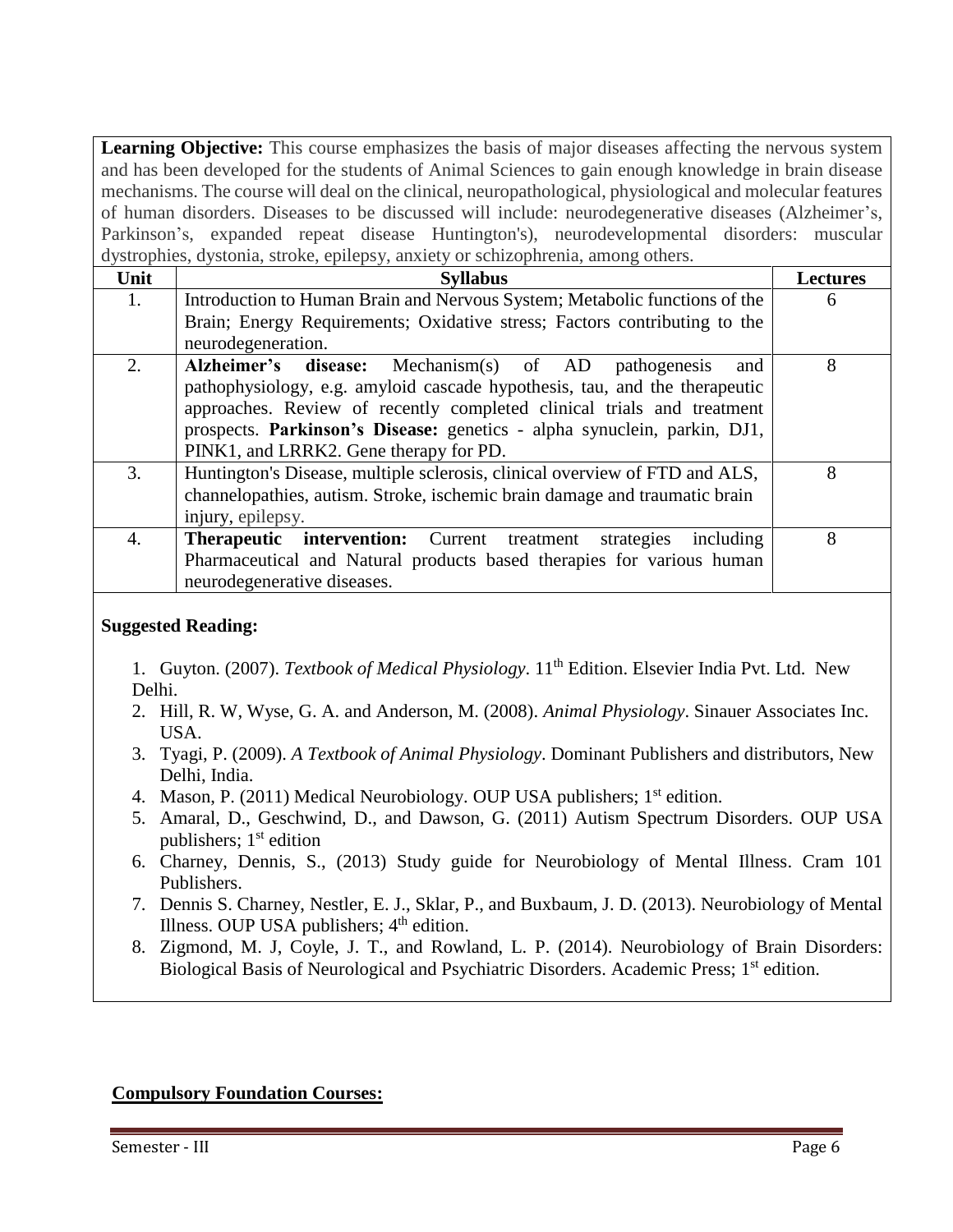**Learning Objective:** This course emphasizes the basis of major diseases affecting the nervous system and has been developed for the students of Animal Sciences to gain enough knowledge in brain disease mechanisms. The course will deal on the clinical, neuropathological, physiological and molecular features of human disorders. Diseases to be discussed will include: neurodegenerative diseases (Alzheimer's, Parkinson's, expanded repeat disease Huntington's), neurodevelopmental disorders: muscular dystrophies, dystonia, stroke, epilepsy, anxiety or schizophrenia, among others.

| Unit | Syllabus | Lectures |
|---|---|---|
| 1. | Introduction to Human Brain and Nervous System; Metabolic functions of the Brain; Energy Requirements; Oxidative stress; Factors contributing to the neurodegeneration. | 6 |
| 2. | **Alzheimer's disease:** Mechanism(s) of AD pathogenesis and pathophysiology, e.g. amyloid cascade hypothesis, tau, and the therapeutic approaches. Review of recently completed clinical trials and treatment prospects. **Parkinson's Disease:** genetics - alpha synuclein, parkin, DJ1, PINK1, and LRRK2. Gene therapy for PD. | 8 |
| 3. | Huntington's Disease, multiple sclerosis, clinical overview of FTD and ALS, channelopathies, autism. Stroke, ischemic brain damage and traumatic brain injury, epilepsy. | 8 |
| 4. | **Therapeutic intervention:** Current treatment strategies including Pharmaceutical and Natural products based therapies for various human neurodegenerative diseases. | 8 |

**Suggested Reading:**

1. Guyton. (2007). *Textbook of Medical Physiology*. 11th Edition. Elsevier India Pvt. Ltd. New Delhi.
2. Hill, R. W, Wyse, G. A. and Anderson, M. (2008). *Animal Physiology*. Sinauer Associates Inc. USA.
3. Tyagi, P. (2009). *A Textbook of Animal Physiology*. Dominant Publishers and distributors, New Delhi, India.
4. Mason, P. (2011) Medical Neurobiology. OUP USA publishers; 1st edition.
5. Amaral, D., Geschwind, D., and Dawson, G. (2011) Autism Spectrum Disorders. OUP USA publishers; 1st edition
6. Charney, Dennis, S., (2013) Study guide for Neurobiology of Mental Illness. Cram 101 Publishers.
7. Dennis S. Charney, Nestler, E. J., Sklar, P., and Buxbaum, J. D. (2013). Neurobiology of Mental Illness. OUP USA publishers; 4th edition.
8. Zigmond, M. J, Coyle, J. T., and Rowland, L. P. (2014). Neurobiology of Brain Disorders: Biological Basis of Neurological and Psychiatric Disorders. Academic Press; 1st edition.

**Compulsory Foundation Courses:**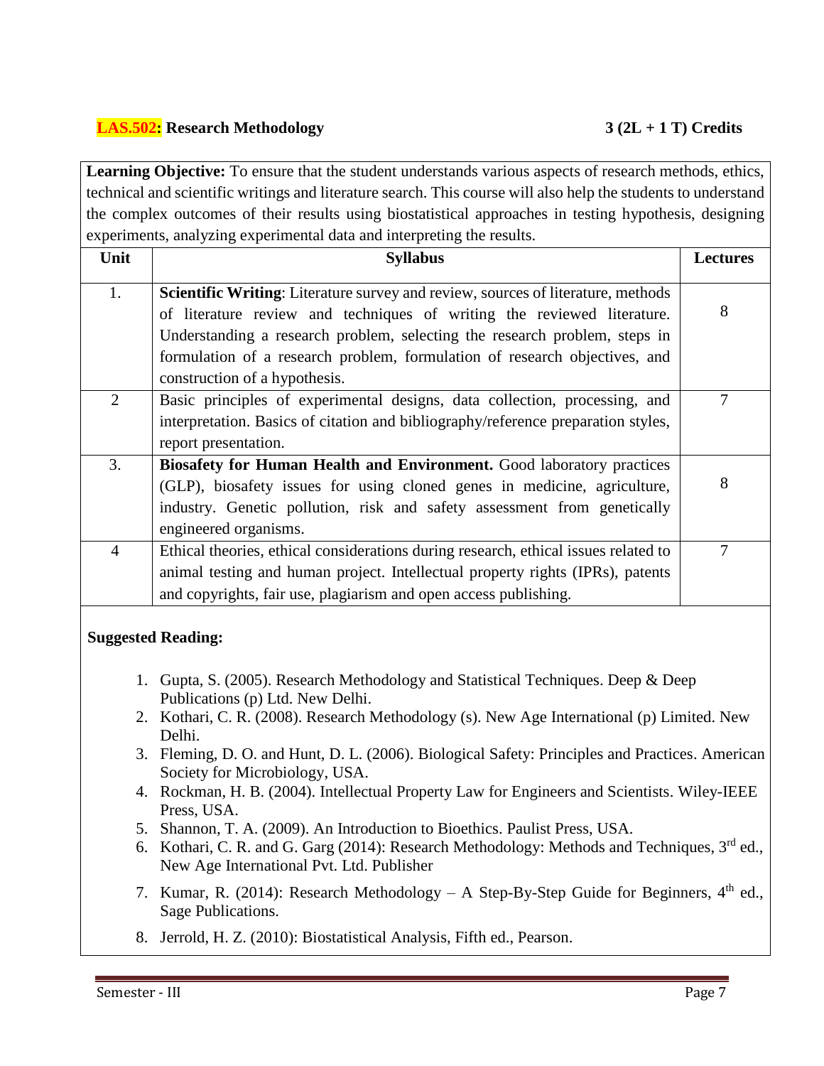**LAS.502: Research Methodology** **3 (2L + 1 T) Credits**

**Learning Objective:** To ensure that the student understands various aspects of research methods, ethics, technical and scientific writings and literature search. This course will also help the students to understand the complex outcomes of their results using biostatistical approaches in testing hypothesis, designing experiments, analyzing experimental data and interpreting the results.

| Unit | Syllabus | Lectures |
|---|---|---|
| 1. | **Scientific Writing**: Literature survey and review, sources of literature, methods of literature review and techniques of writing the reviewed literature. Understanding a research problem, selecting the research problem, steps in formulation of a research problem, formulation of research objectives, and construction of a hypothesis. | 8 |
| 2 | Basic principles of experimental designs, data collection, processing, and interpretation. Basics of citation and bibliography/reference preparation styles, report presentation. | 7 |
| 3. | **Biosafety for Human Health and Environment.** Good laboratory practices (GLP), biosafety issues for using cloned genes in medicine, agriculture, industry. Genetic pollution, risk and safety assessment from genetically engineered organisms. | 8 |
| 4 | Ethical theories, ethical considerations during research, ethical issues related to animal testing and human project. Intellectual property rights (IPRs), patents and copyrights, fair use, plagiarism and open access publishing. | 7 |

**Suggested Reading:**

1. Gupta, S. (2005). Research Methodology and Statistical Techniques. Deep & Deep Publications (p) Ltd. New Delhi.
2. Kothari, C. R. (2008). Research Methodology (s). New Age International (p) Limited. New Delhi.
3. Fleming, D. O. and Hunt, D. L. (2006). Biological Safety: Principles and Practices. American Society for Microbiology, USA.
4. Rockman, H. B. (2004). Intellectual Property Law for Engineers and Scientists. Wiley-IEEE Press, USA.
5. Shannon, T. A. (2009). An Introduction to Bioethics. Paulist Press, USA.
6. Kothari, C. R. and G. Garg (2014): Research Methodology: Methods and Techniques, 3rd ed., New Age International Pvt. Ltd. Publisher
7. Kumar, R. (2014): Research Methodology – A Step-By-Step Guide for Beginners, 4th ed., Sage Publications.
8. Jerrold, H. Z. (2010): Biostatistical Analysis, Fifth ed., Pearson.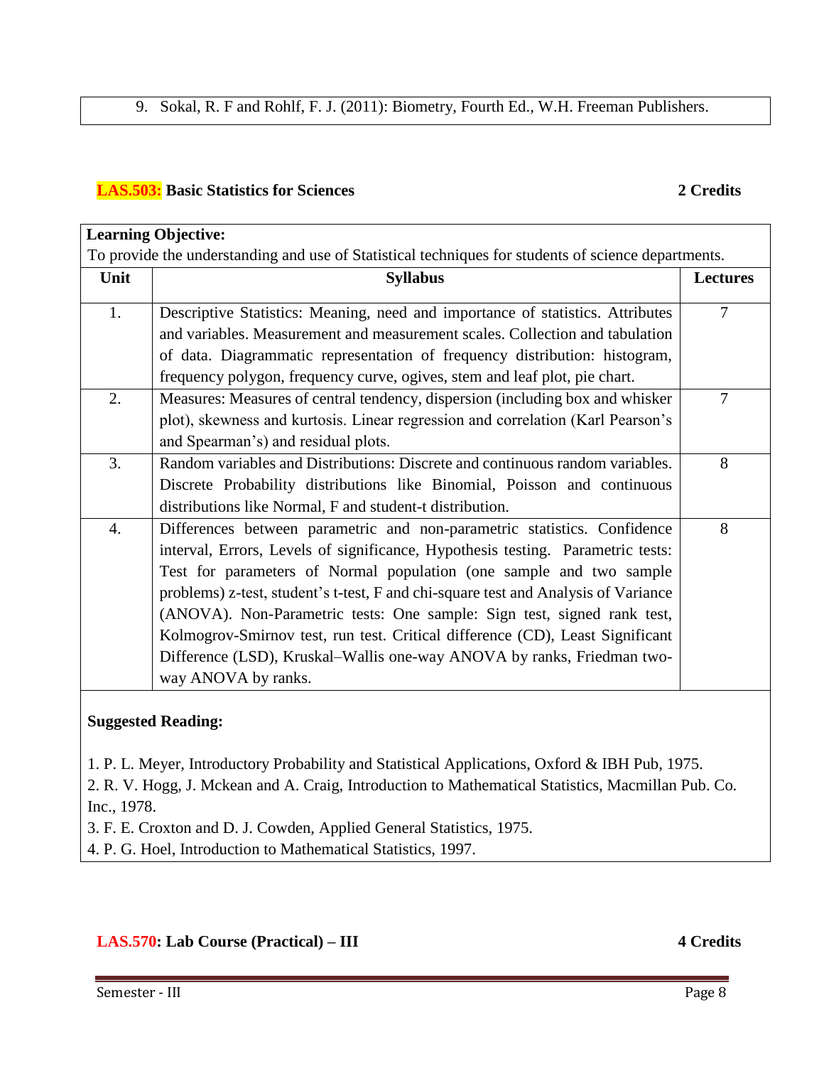9. Sokal, R. F and Rohlf, F. J. (2011): Biometry, Fourth Ed., W.H. Freeman Publishers.

## LAS.503: Basic Statistics for Sciences — 2 Credits

**Learning Objective:**
To provide the understanding and use of Statistical techniques for students of science departments.

| Unit | Syllabus | Lectures |
|---|---|---|
| 1. | Descriptive Statistics: Meaning, need and importance of statistics. Attributes and variables. Measurement and measurement scales. Collection and tabulation of data. Diagrammatic representation of frequency distribution: histogram, frequency polygon, frequency curve, ogives, stem and leaf plot, pie chart. | 7 |
| 2. | Measures: Measures of central tendency, dispersion (including box and whisker plot), skewness and kurtosis. Linear regression and correlation (Karl Pearson's and Spearman's) and residual plots. | 7 |
| 3. | Random variables and Distributions: Discrete and continuous random variables. Discrete Probability distributions like Binomial, Poisson and continuous distributions like Normal, F and student-t distribution. | 8 |
| 4. | Differences between parametric and non-parametric statistics. Confidence interval, Errors, Levels of significance, Hypothesis testing. Parametric tests: Test for parameters of Normal population (one sample and two sample problems) z-test, student's t-test, F and chi-square test and Analysis of Variance (ANOVA). Non-Parametric tests: One sample: Sign test, signed rank test, Kolmogrov-Smirnov test, run test. Critical difference (CD), Least Significant Difference (LSD), Kruskal–Wallis one-way ANOVA by ranks, Friedman two-way ANOVA by ranks. | 8 |

**Suggested Reading:**

1. P. L. Meyer, Introductory Probability and Statistical Applications, Oxford & IBH Pub, 1975.
2. R. V. Hogg, J. Mckean and A. Craig, Introduction to Mathematical Statistics, Macmillan Pub. Co. Inc., 1978.
3. F. E. Croxton and D. J. Cowden, Applied General Statistics, 1975.
4. P. G. Hoel, Introduction to Mathematical Statistics, 1997.

## LAS.570: Lab Course (Practical) – III — 4 Credits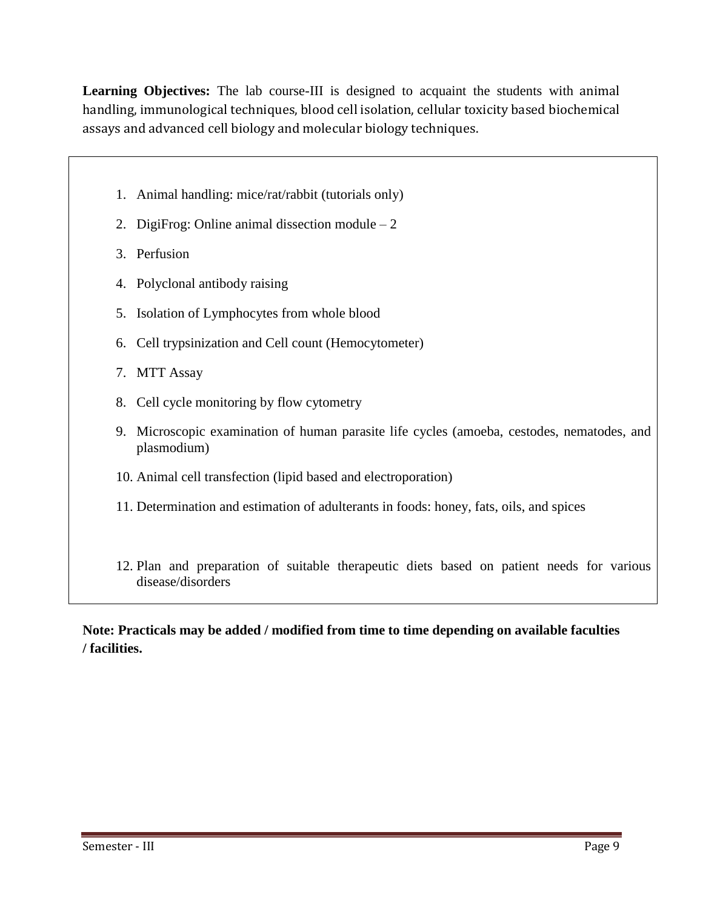**Learning Objectives:** The lab course-III is designed to acquaint the students with animal handling, immunological techniques, blood cell isolation, cellular toxicity based biochemical assays and advanced cell biology and molecular biology techniques.

1. Animal handling: mice/rat/rabbit (tutorials only)
2. DigiFrog: Online animal dissection module – 2
3. Perfusion
4. Polyclonal antibody raising
5. Isolation of Lymphocytes from whole blood
6. Cell trypsinization and Cell count (Hemocytometer)
7. MTT Assay
8. Cell cycle monitoring by flow cytometry
9. Microscopic examination of human parasite life cycles (amoeba, cestodes, nematodes, and plasmodium)
10. Animal cell transfection (lipid based and electroporation)
11. Determination and estimation of adulterants in foods: honey, fats, oils, and spices
12. Plan and preparation of suitable therapeutic diets based on patient needs for various disease/disorders

**Note: Practicals may be added / modified from time to time depending on available faculties / facilities.**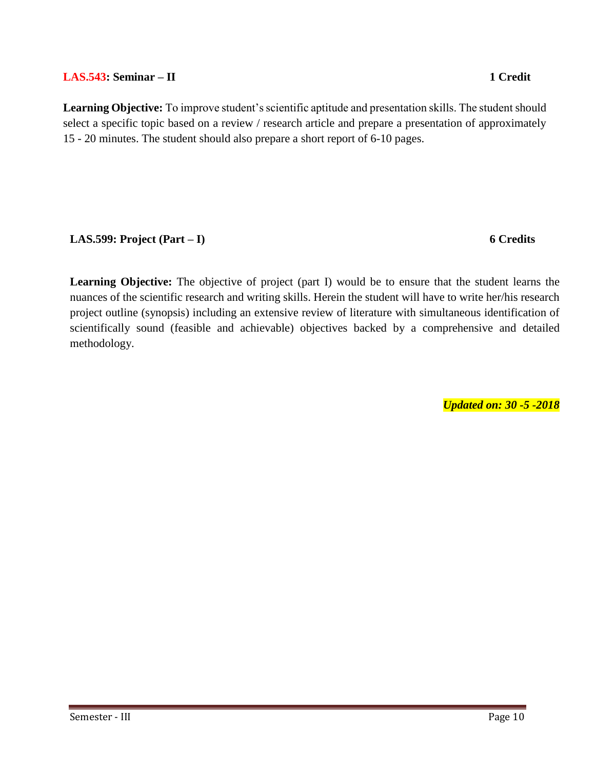**LAS.543: Seminar – II** **1 Credit**

**Learning Objective:** To improve student's scientific aptitude and presentation skills. The student should select a specific topic based on a review / research article and prepare a presentation of approximately 15 - 20 minutes. The student should also prepare a short report of 6-10 pages.

**LAS.599: Project (Part – I)** **6 Credits**

**Learning Objective:** The objective of project (part I) would be to ensure that the student learns the nuances of the scientific research and writing skills. Herein the student will have to write her/his research project outline (synopsis) including an extensive review of literature with simultaneous identification of scientifically sound (feasible and achievable) objectives backed by a comprehensive and detailed methodology.

***Updated on: 30 -5 -2018***